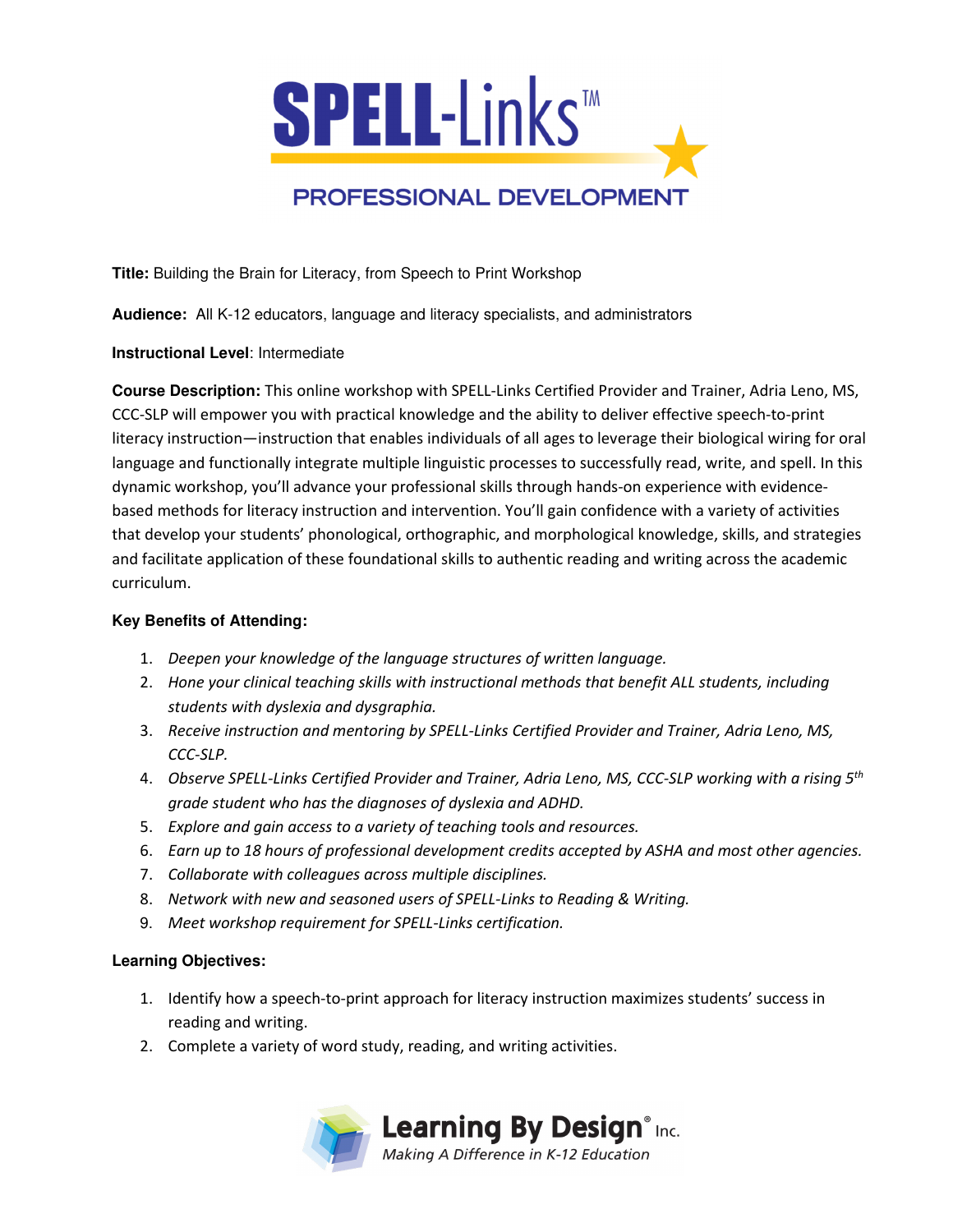# SPELL-Links™

## PROFESSIONAL DEVELOPMENT

**Title:** Building the Brain for Literacy, from Speech to Print Workshop

**Audience:** All K-12 educators, language and literacy specialists, and administrators

**Instructional Level**: Intermediate

**Course Description:** This online workshop with SPELL-Links Certified Provider and Trainer, Adria Leno, MS, CCC-SLP will empower you with practical knowledge and the ability to deliver effective speech-to-print literacy instruction—instruction that enables individuals of all ages to leverage their biological wiring for oral language and functionally integrate multiple linguistic processes to successfully read, write, and spell. In this dynamic workshop, you'll advance your professional skills through hands-on experience with evidence-based methods for literacy instruction and intervention. You'll gain confidence with a variety of activities that develop your students' phonological, orthographic, and morphological knowledge, skills, and strategies and facilitate application of these foundational skills to authentic reading and writing across the academic curriculum.

**Key Benefits of Attending:**

1. *Deepen your knowledge of the language structures of written language.*
2. *Hone your clinical teaching skills with instructional methods that benefit ALL students, including students with dyslexia and dysgraphia.*
3. *Receive instruction and mentoring by SPELL-Links Certified Provider and Trainer, Adria Leno, MS, CCC-SLP.*
4. *Observe SPELL-Links Certified Provider and Trainer, Adria Leno, MS, CCC-SLP working with a rising 5th grade student who has the diagnoses of dyslexia and ADHD.*
5. *Explore and gain access to a variety of teaching tools and resources.*
6. *Earn up to 18 hours of professional development credits accepted by ASHA and most other agencies.*
7. *Collaborate with colleagues across multiple disciplines.*
8. *Network with new and seasoned users of SPELL-Links to Reading & Writing.*
9. *Meet workshop requirement for SPELL-Links certification.*

**Learning Objectives:**

1. Identify how a speech-to-print approach for literacy instruction maximizes students' success in reading and writing.
2. Complete a variety of word study, reading, and writing activities.

Learning By Design® Inc.
*Making A Difference in K-12 Education*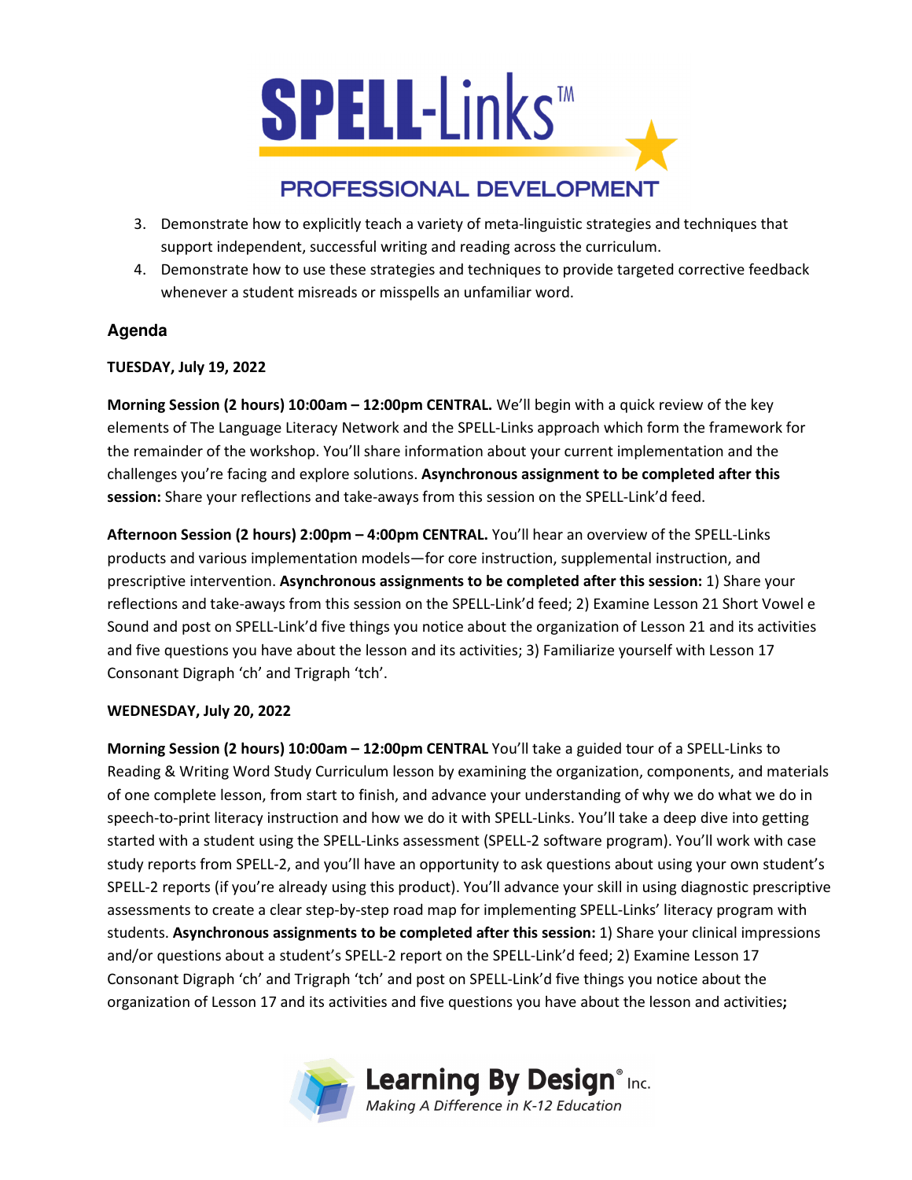3. Demonstrate how to explicitly teach a variety of meta-linguistic strategies and techniques that support independent, successful writing and reading across the curriculum.
4. Demonstrate how to use these strategies and techniques to provide targeted corrective feedback whenever a student misreads or misspells an unfamiliar word.

## Agenda

**TUESDAY, July 19, 2022**

**Morning Session (2 hours) 10:00am – 12:00pm CENTRAL.** We'll begin with a quick review of the key elements of The Language Literacy Network and the SPELL-Links approach which form the framework for the remainder of the workshop. You'll share information about your current implementation and the challenges you're facing and explore solutions. **Asynchronous assignment to be completed after this session:** Share your reflections and take-aways from this session on the SPELL-Link'd feed.

**Afternoon Session (2 hours) 2:00pm – 4:00pm CENTRAL.** You'll hear an overview of the SPELL-Links products and various implementation models—for core instruction, supplemental instruction, and prescriptive intervention. **Asynchronous assignments to be completed after this session:** 1) Share your reflections and take-aways from this session on the SPELL-Link'd feed; 2) Examine Lesson 21 Short Vowel e Sound and post on SPELL-Link'd five things you notice about the organization of Lesson 21 and its activities and five questions you have about the lesson and its activities; 3) Familiarize yourself with Lesson 17 Consonant Digraph 'ch' and Trigraph 'tch'.

**WEDNESDAY, July 20, 2022**

**Morning Session (2 hours) 10:00am – 12:00pm CENTRAL** You'll take a guided tour of a SPELL-Links to Reading & Writing Word Study Curriculum lesson by examining the organization, components, and materials of one complete lesson, from start to finish, and advance your understanding of why we do what we do in speech-to-print literacy instruction and how we do it with SPELL-Links. You'll take a deep dive into getting started with a student using the SPELL-Links assessment (SPELL-2 software program). You'll work with case study reports from SPELL-2, and you'll have an opportunity to ask questions about using your own student's SPELL-2 reports (if you're already using this product). You'll advance your skill in using diagnostic prescriptive assessments to create a clear step-by-step road map for implementing SPELL-Links' literacy program with students. **Asynchronous assignments to be completed after this session:** 1) Share your clinical impressions and/or questions about a student's SPELL-2 report on the SPELL-Link'd feed; 2) Examine Lesson 17 Consonant Digraph 'ch' and Trigraph 'tch' and post on SPELL-Link'd five things you notice about the organization of Lesson 17 and its activities and five questions you have about the lesson and activities**;**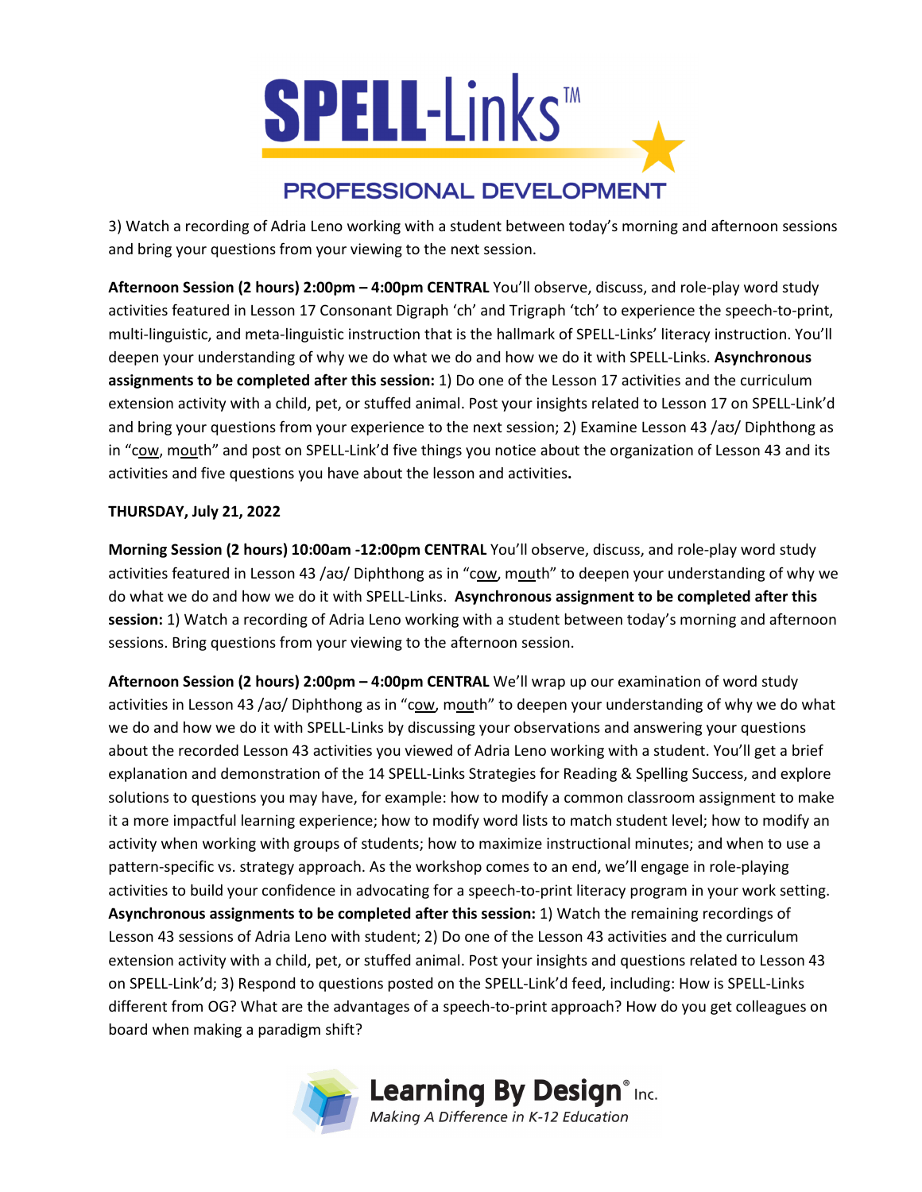3) Watch a recording of Adria Leno working with a student between today's morning and afternoon sessions and bring your questions from your viewing to the next session.

**Afternoon Session (2 hours) 2:00pm – 4:00pm CENTRAL** You'll observe, discuss, and role-play word study activities featured in Lesson 17 Consonant Digraph 'ch' and Trigraph 'tch' to experience the speech-to-print, multi-linguistic, and meta-linguistic instruction that is the hallmark of SPELL-Links' literacy instruction. You'll deepen your understanding of why we do what we do and how we do it with SPELL-Links. **Asynchronous assignments to be completed after this session:** 1) Do one of the Lesson 17 activities and the curriculum extension activity with a child, pet, or stuffed animal. Post your insights related to Lesson 17 on SPELL-Link'd and bring your questions from your experience to the next session; 2) Examine Lesson 43 /aʊ/ Diphthong as in "cow, mouth" and post on SPELL-Link'd five things you notice about the organization of Lesson 43 and its activities and five questions you have about the lesson and activities**.**

**THURSDAY, July 21, 2022**

**Morning Session (2 hours) 10:00am -12:00pm CENTRAL** You'll observe, discuss, and role-play word study activities featured in Lesson 43 /aʊ/ Diphthong as in "cow, mouth" to deepen your understanding of why we do what we do and how we do it with SPELL-Links. **Asynchronous assignment to be completed after this session:** 1) Watch a recording of Adria Leno working with a student between today's morning and afternoon sessions. Bring questions from your viewing to the afternoon session.

**Afternoon Session (2 hours) 2:00pm – 4:00pm CENTRAL** We'll wrap up our examination of word study activities in Lesson 43 /aʊ/ Diphthong as in "cow, mouth" to deepen your understanding of why we do what we do and how we do it with SPELL-Links by discussing your observations and answering your questions about the recorded Lesson 43 activities you viewed of Adria Leno working with a student. You'll get a brief explanation and demonstration of the 14 SPELL-Links Strategies for Reading & Spelling Success, and explore solutions to questions you may have, for example: how to modify a common classroom assignment to make it a more impactful learning experience; how to modify word lists to match student level; how to modify an activity when working with groups of students; how to maximize instructional minutes; and when to use a pattern-specific vs. strategy approach. As the workshop comes to an end, we'll engage in role-playing activities to build your confidence in advocating for a speech-to-print literacy program in your work setting. **Asynchronous assignments to be completed after this session:** 1) Watch the remaining recordings of Lesson 43 sessions of Adria Leno with student; 2) Do one of the Lesson 43 activities and the curriculum extension activity with a child, pet, or stuffed animal. Post your insights and questions related to Lesson 43 on SPELL-Link'd; 3) Respond to questions posted on the SPELL-Link'd feed, including: How is SPELL-Links different from OG? What are the advantages of a speech-to-print approach? How do you get colleagues on board when making a paradigm shift?